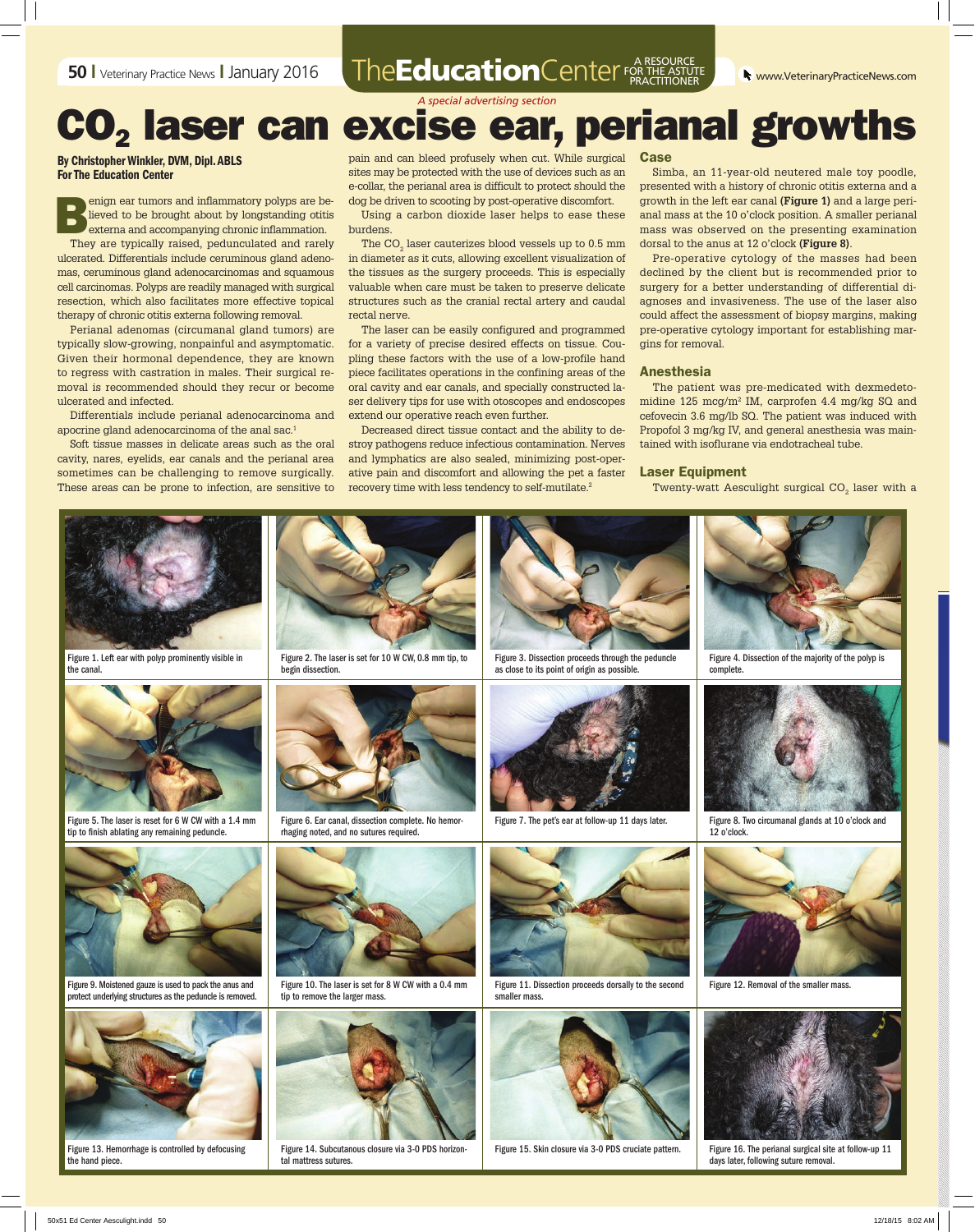*A special advertising section*

# $CO_2$ laser can excise ear, perianal growths

**By Christopher Winkler, DVM, Dipl. ABLS**
**For The Education Center**

Benign ear tumors and inflammatory polyps are believed to be brought about by longstanding otitis externa and accompanying chronic inflammation.

They are typically raised, pedunculated and rarely ulcerated. Differentials include ceruminous gland adenomas, ceruminous gland adenocarcinomas and squamous cell carcinomas. Polyps are readily managed with surgical resection, which also facilitates more effective topical therapy of chronic otitis externa following removal.

Perianal adenomas (circumanal gland tumors) are typically slow-growing, nonpainful and asymptomatic. Given their hormonal dependence, they are known to regress with castration in males. Their surgical removal is recommended should they recur or become ulcerated and infected.

Differentials include perianal adenocarcinoma and apocrine gland adenocarcinoma of the anal sac.[1]

Soft tissue masses in delicate areas such as the oral cavity, nares, eyelids, ear canals and the perianal area sometimes can be challenging to remove surgically. These areas can be prone to infection, are sensitive to pain and can bleed profusely when cut. While surgical sites may be protected with the use of devices such as an e-collar, the perianal area is difficult to protect should the dog be driven to scooting by post-operative discomfort.

Using a carbon dioxide laser helps to ease these burdens.

The $CO_2$ laser cauterizes blood vessels up to 0.5 mm in diameter as it cuts, allowing excellent visualization of the tissues as the surgery proceeds. This is especially valuable when care must be taken to preserve delicate structures such as the cranial rectal artery and caudal rectal nerve.

The laser can be easily configured and programmed for a variety of precise desired effects on tissue. Coupling these factors with the use of a low-profile hand piece facilitates operations in the confining areas of the oral cavity and ear canals, and specially constructed laser delivery tips for use with otoscopes and endoscopes extend our operative reach even further.

Decreased direct tissue contact and the ability to destroy pathogens reduce infectious contamination. Nerves and lymphatics are also sealed, minimizing post-operative pain and discomfort and allowing the pet a faster recovery time with less tendency to self-mutilate.[2]

## Case

Simba, an 11-year-old neutered male toy poodle, presented with a history of chronic otitis externa and a growth in the left ear canal **(Figure 1)** and a large perianal mass at the 10 o'clock position. A smaller perianal mass was observed on the presenting examination dorsal to the anus at 12 o'clock **(Figure 8)**.

Pre-operative cytology of the masses had been declined by the client but is recommended prior to surgery for a better understanding of differential diagnoses and invasiveness. The use of the laser also could affect the assessment of biopsy margins, making pre-operative cytology important for establishing margins for removal.

## Anesthesia

The patient was pre-medicated with dexmedetomidine 125 mcg/$m^2$ IM, carprofen 4.4 mg/kg SQ and cefovecin 3.6 mg/lb SQ. The patient was induced with Propofol 3 mg/kg IV, and general anesthesia was maintained with isoflurane via endotracheal tube.

## Laser Equipment

Twenty-watt Aesculight surgical $CO_2$ laser with a

Figure 1. Left ear with polyp prominently visible in the canal.

Figure 2. The laser is set for 10 W CW, 0.8 mm tip, to begin dissection.

Figure 3. Dissection proceeds through the peduncle as close to its point of origin as possible.

Figure 4. Dissection of the majority of the polyp is complete.

Figure 5. The laser is reset for 6 W CW with a 1.4 mm tip to finish ablating any remaining peduncle.

Figure 6. Ear canal, dissection complete. No hemorrhaging noted, and no sutures required.

Figure 7. The pet's ear at follow-up 11 days later.

Figure 8. Two circumanal glands at 10 o'clock and 12 o'clock.

Figure 9. Moistened gauze is used to pack the anus and protect underlying structures as the peduncle is removed.

Figure 10. The laser is set for 8 W CW with a 0.4 mm tip to remove the larger mass.

Figure 11. Dissection proceeds dorsally to the second smaller mass.

Figure 12. Removal of the smaller mass.

Figure 13. Hemorrhage is controlled by defocusing the hand piece.

Figure 14. Subcutanous closure via 3-0 PDS horizontal mattress sutures.

Figure 15. Skin closure via 3-0 PDS cruciate pattern.

Figure 16. The perianal surgical site at follow-up 11 days later, following suture removal.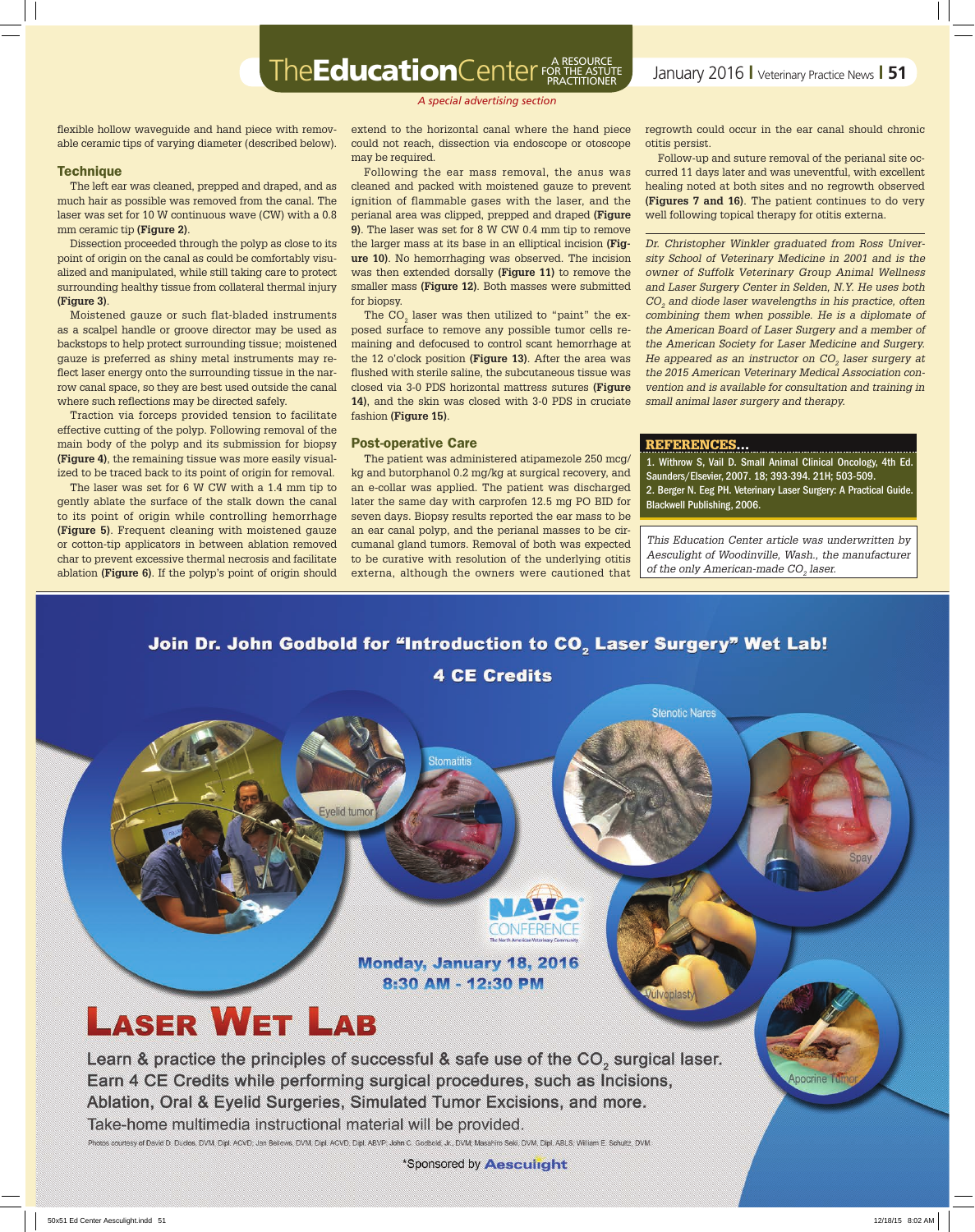flexible hollow waveguide and hand piece with removable ceramic tips of varying diameter (described below).

### Technique

The left ear was cleaned, prepped and draped, and as much hair as possible was removed from the canal. The laser was set for 10 W continuous wave (CW) with a 0.8 mm ceramic tip **(Figure 2)**.

Dissection proceeded through the polyp as close to its point of origin on the canal as could be comfortably visualized and manipulated, while still taking care to protect surrounding healthy tissue from collateral thermal injury **(Figure 3)**.

Moistened gauze or such flat-bladed instruments as a scalpel handle or groove director may be used as backstops to help protect surrounding tissue; moistened gauze is preferred as shiny metal instruments may reflect laser energy onto the surrounding tissue in the narrow canal space, so they are best used outside the canal where such reflections may be directed safely.

Traction via forceps provided tension to facilitate effective cutting of the polyp. Following removal of the main body of the polyp and its submission for biopsy **(Figure 4)**, the remaining tissue was more easily visualized to be traced back to its point of origin for removal.

The laser was set for 6 W CW with a 1.4 mm tip to gently ablate the surface of the stalk down the canal to its point of origin while controlling hemorrhage **(Figure 5)**. Frequent cleaning with moistened gauze or cotton-tip applicators in between ablation removed char to prevent excessive thermal necrosis and facilitate ablation **(Figure 6)**. If the polyp's point of origin should extend to the horizontal canal where the hand piece could not reach, dissection via endoscope or otoscope may be required.

Following the ear mass removal, the anus was cleaned and packed with moistened gauze to prevent ignition of flammable gases with the laser, and the perianal area was clipped, prepped and draped **(Figure 9)**. The laser was set for 8 W CW 0.4 mm tip to remove the larger mass at its base in an elliptical incision **(Figure 10)**. No hemorrhaging was observed. The incision was then extended dorsally **(Figure 11)** to remove the smaller mass **(Figure 12)**. Both masses were submitted for biopsy.

The $CO_2$ laser was then utilized to "paint" the exposed surface to remove any possible tumor cells remaining and defocused to control scant hemorrhage at the 12 o'clock position **(Figure 13)**. After the area was flushed with sterile saline, the subcutaneous tissue was closed via 3-0 PDS horizontal mattress sutures **(Figure 14)**, and the skin was closed with 3-0 PDS in cruciate fashion **(Figure 15)**.

### Post-operative Care

The patient was administered atipamezole 250 mcg/kg and butorphanol 0.2 mg/kg at surgical recovery, and an e-collar was applied. The patient was discharged later the same day with carprofen 12.5 mg PO BID for seven days. Biopsy results reported the ear mass to be an ear canal polyp, and the perianal masses to be circumanal gland tumors. Removal of both was expected to be curative with resolution of the underlying otitis externa, although the owners were cautioned that regrowth could occur in the ear canal should chronic otitis persist.

Follow-up and suture removal of the perianal site occurred 11 days later and was uneventful, with excellent healing noted at both sites and no regrowth observed **(Figures 7 and 16)**. The patient continues to do very well following topical therapy for otitis externa.

*Dr. Christopher Winkler graduated from Ross University School of Veterinary Medicine in 2001 and is the owner of Suffolk Veterinary Group Animal Wellness and Laser Surgery Center in Selden, N.Y. He uses both $CO_2$ and diode laser wavelengths in his practice, often combining them when possible. He is a diplomate of the American Board of Laser Surgery and a member of the American Society for Laser Medicine and Surgery. He appeared as an instructor on $CO_2$ laser surgery at the 2015 American Veterinary Medical Association convention and is available for consultation and training in small animal laser surgery and therapy.*

### REFERENCES...

1. Withrow S, Vail D. Small Animal Clinical Oncology, 4th Ed. Saunders/Elsevier, 2007. 18; 393-394. 21H; 503-509.
2. Berger N. Eeg PH. Veterinary Laser Surgery: A Practical Guide. Blackwell Publishing, 2006.

*This Education Center article was underwritten by Aesculight of Woodinville, Wash., the manufacturer of the only American-made $CO_2$ laser.*

**Join Dr. John Godbold for "Introduction to $CO_2$ Laser Surgery" Wet Lab!**

**4 CE Credits**

Stomatitis

Eyelid tumor

Stenotic Nares

Spay

Vulvoplasty

Apocrine Tumor

NAVC CONFERENCE

**Monday, January 18, 2016**
**8:30 AM - 12:30 PM**

# LASER WET LAB

Learn & practice the principles of successful & safe use of the $CO_2$ surgical laser. Earn 4 CE Credits while performing surgical procedures, such as Incisions, Ablation, Oral & Eyelid Surgeries, Simulated Tumor Excisions, and more.

Take-home multimedia instructional material will be provided.

Photos courtesy of David D. Duclos, DVM, Dipl. ACVD; Jan Bellows, DVM, Dipl. ACVD, Dipl. ABVP; John C. Godbold, Jr., DVM; Masahiro Seki, DVM, Dipl. ABLS; William E. Schultz, DVM

*Sponsored by **Aesculight**